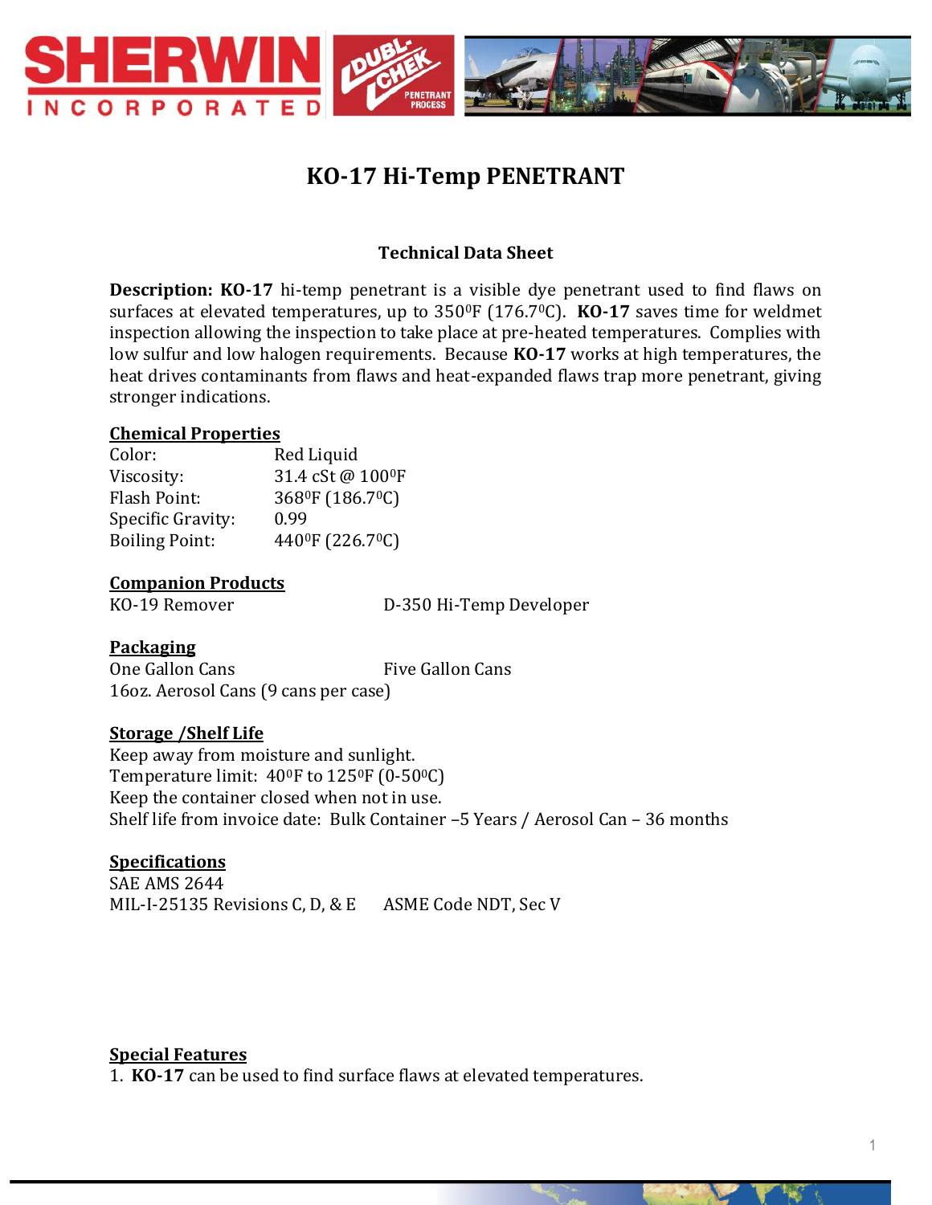# KO-17 Hi-Temp PENETRANT

## Technical Data Sheet

**Description: KO-17** hi-temp penetrant is a visible dye penetrant used to find flaws on surfaces at elevated temperatures, up to 350$^{0}$F (176.7$^{0}$C). **KO-17** saves time for weldmet inspection allowing the inspection to take place at pre-heated temperatures. Complies with low sulfur and low halogen requirements. Because **KO-17** works at high temperatures, the heat drives contaminants from flaws and heat-expanded flaws trap more penetrant, giving stronger indications.

### Chemical Properties

| | |
|---|---|
| Color: | Red Liquid |
| Viscosity: | 31.4 cSt @ 100$^{0}$F |
| Flash Point: | 368$^{0}$F (186.7$^{0}$C) |
| Specific Gravity: | 0.99 |
| Boiling Point: | 440$^{0}$F (226.7$^{0}$C) |

### Companion Products

KO-19 Remover

D-350 Hi-Temp Developer

### Packaging

One Gallon Cans

Five Gallon Cans

16oz. Aerosol Cans (9 cans per case)

### Storage /Shelf Life

Keep away from moisture and sunlight.
Temperature limit: 40$^{0}$F to 125$^{0}$F (0-50$^{0}$C)
Keep the container closed when not in use.
Shelf life from invoice date: Bulk Container –5 Years / Aerosol Can – 36 months

### Specifications

SAE AMS 2644

MIL-I-25135 Revisions C, D, & E

ASME Code NDT, Sec V

### Special Features

1. **KO-17** can be used to find surface flaws at elevated temperatures.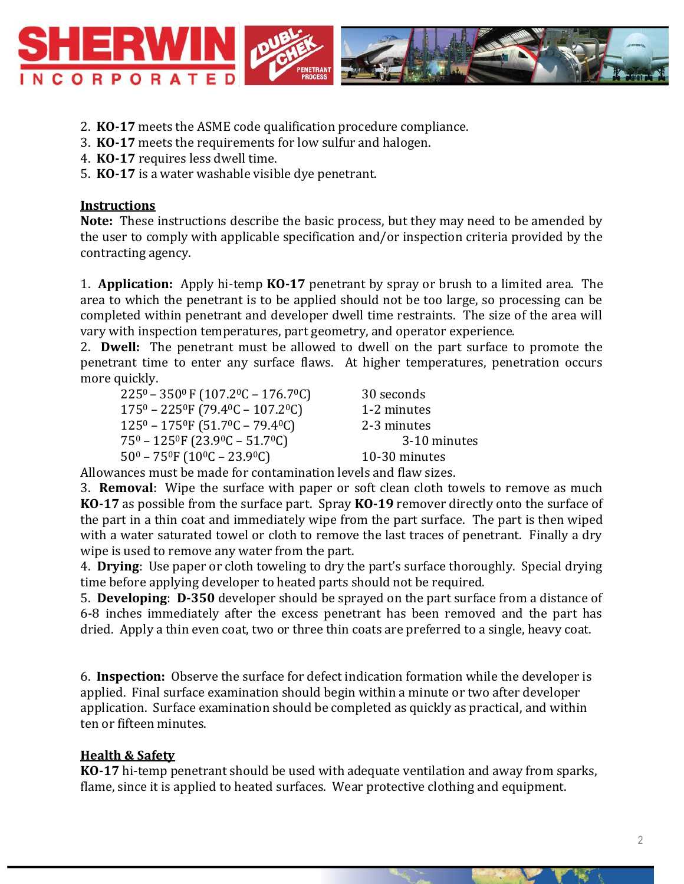2. **KO-17** meets the ASME code qualification procedure compliance.
3. **KO-17** meets the requirements for low sulfur and halogen.
4. **KO-17** requires less dwell time.
5. **KO-17** is a water washable visible dye penetrant.

## Instructions

**Note:** These instructions describe the basic process, but they may need to be amended by the user to comply with applicable specification and/or inspection criteria provided by the contracting agency.

1. **Application:** Apply hi-temp **KO-17** penetrant by spray or brush to a limited area. The area to which the penetrant is to be applied should not be too large, so processing can be completed within penetrant and developer dwell time restraints. The size of the area will vary with inspection temperatures, part geometry, and operator experience.

2. **Dwell:** The penetrant must be allowed to dwell on the part surface to promote the penetrant time to enter any surface flaws. At higher temperatures, penetration occurs more quickly.

| Temperature | Dwell Time |
|---|---|
| $225^0 – 350^0$ F ($107.2^0$C – $176.7^0$C) | 30 seconds |
| $175^0 – 225^0$F ($79.4^0$C – $107.2^0$C) | 1-2 minutes |
| $125^0 – 175^0$F ($51.7^0$C – $79.4^0$C) | 2-3 minutes |
| $75^0 – 125^0$F ($23.9^0$C – $51.7^0$C) | 3-10 minutes |
| $50^0 – 75^0$F ($10^0$C – $23.9^0$C) | 10-30 minutes |

Allowances must be made for contamination levels and flaw sizes.

3. **Removal**: Wipe the surface with paper or soft clean cloth towels to remove as much **KO-17** as possible from the surface part. Spray **KO-19** remover directly onto the surface of the part in a thin coat and immediately wipe from the part surface. The part is then wiped with a water saturated towel or cloth to remove the last traces of penetrant. Finally a dry wipe is used to remove any water from the part.

4. **Drying**: Use paper or cloth toweling to dry the part's surface thoroughly. Special drying time before applying developer to heated parts should not be required.

5. **Developing**: **D-350** developer should be sprayed on the part surface from a distance of 6-8 inches immediately after the excess penetrant has been removed and the part has dried. Apply a thin even coat, two or three thin coats are preferred to a single, heavy coat.

6. **Inspection:** Observe the surface for defect indication formation while the developer is applied. Final surface examination should begin within a minute or two after developer application. Surface examination should be completed as quickly as practical, and within ten or fifteen minutes.

## Health & Safety

**KO-17** hi-temp penetrant should be used with adequate ventilation and away from sparks, flame, since it is applied to heated surfaces. Wear protective clothing and equipment.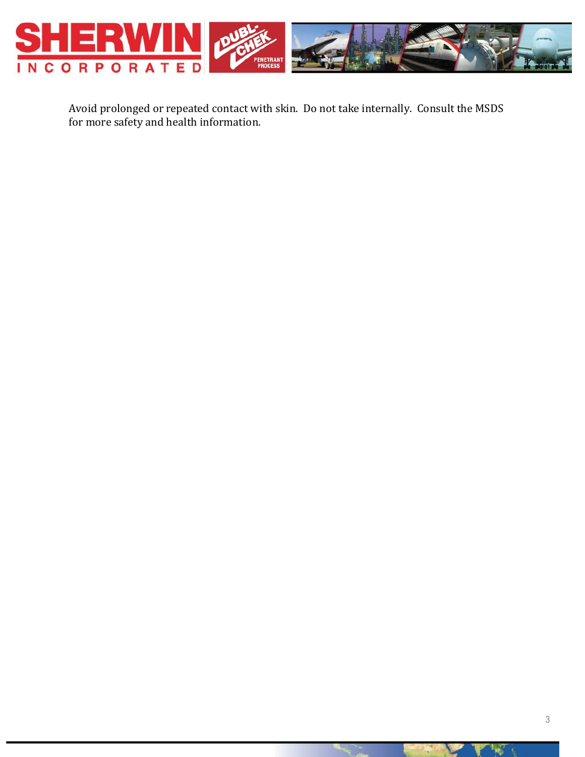Avoid prolonged or repeated contact with skin. Do not take internally. Consult the MSDS for more safety and health information.